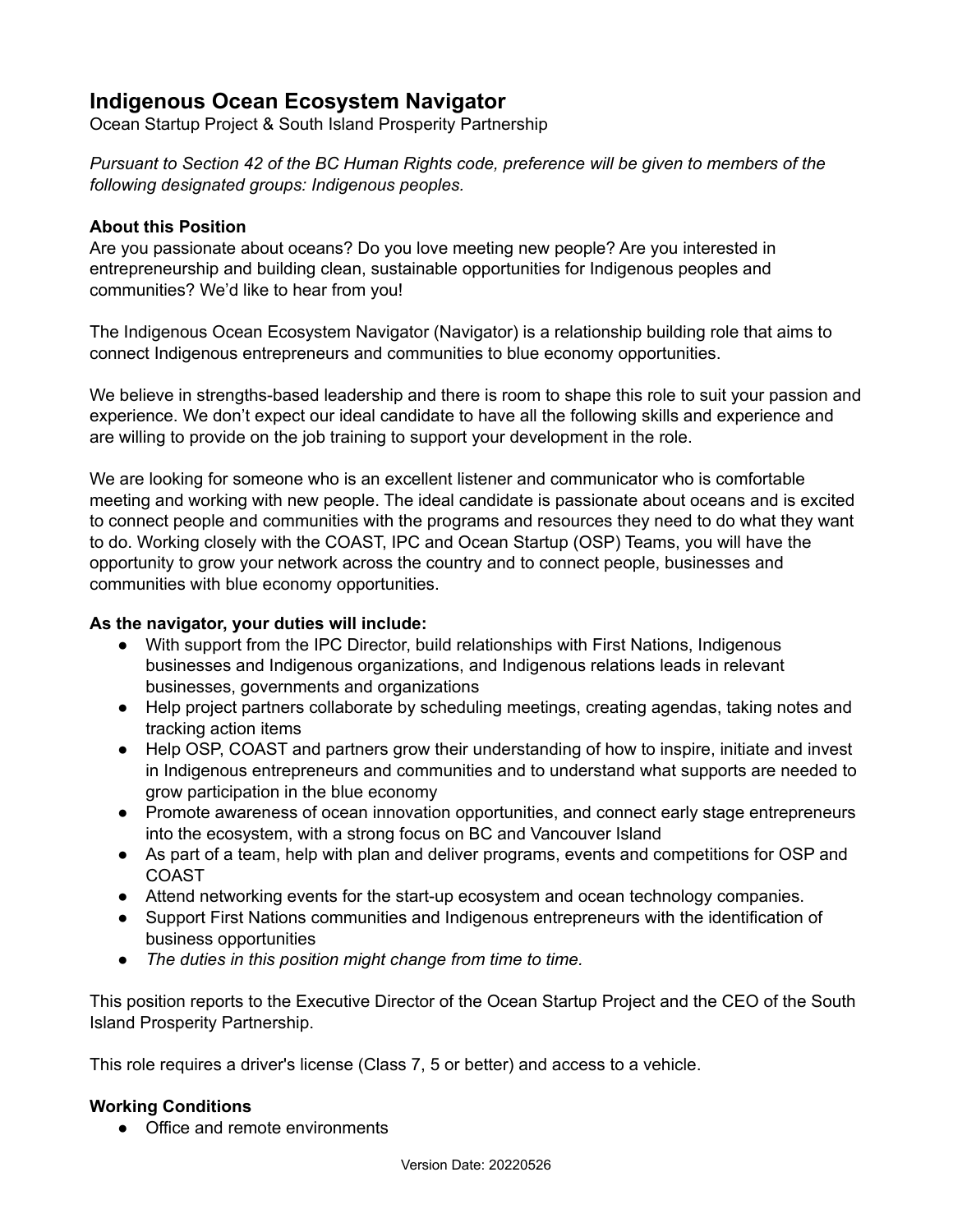# Indigenous Ocean Ecosystem Navigator

Ocean Startup Project & South Island Prosperity Partnership

*Pursuant to Section 42 of the BC Human Rights code, preference will be given to members of the following designated groups: Indigenous peoples.*

**About this Position**

Are you passionate about oceans? Do you love meeting new people? Are you interested in entrepreneurship and building clean, sustainable opportunities for Indigenous peoples and communities? We'd like to hear from you!

The Indigenous Ocean Ecosystem Navigator (Navigator) is a relationship building role that aims to connect Indigenous entrepreneurs and communities to blue economy opportunities.

We believe in strengths-based leadership and there is room to shape this role to suit your passion and experience. We don't expect our ideal candidate to have all the following skills and experience and are willing to provide on the job training to support your development in the role.

We are looking for someone who is an excellent listener and communicator who is comfortable meeting and working with new people. The ideal candidate is passionate about oceans and is excited to connect people and communities with the programs and resources they need to do what they want to do. Working closely with the COAST, IPC and Ocean Startup (OSP) Teams, you will have the opportunity to grow your network across the country and to connect people, businesses and communities with blue economy opportunities.

**As the navigator, your duties will include:**

- With support from the IPC Director, build relationships with First Nations, Indigenous businesses and Indigenous organizations, and Indigenous relations leads in relevant businesses, governments and organizations
- Help project partners collaborate by scheduling meetings, creating agendas, taking notes and tracking action items
- Help OSP, COAST and partners grow their understanding of how to inspire, initiate and invest in Indigenous entrepreneurs and communities and to understand what supports are needed to grow participation in the blue economy
- Promote awareness of ocean innovation opportunities, and connect early stage entrepreneurs into the ecosystem, with a strong focus on BC and Vancouver Island
- As part of a team, help with plan and deliver programs, events and competitions for OSP and COAST
- Attend networking events for the start-up ecosystem and ocean technology companies.
- Support First Nations communities and Indigenous entrepreneurs with the identification of business opportunities
- *The duties in this position might change from time to time.*

This position reports to the Executive Director of the Ocean Startup Project and the CEO of the South Island Prosperity Partnership.

This role requires a driver's license (Class 7, 5 or better) and access to a vehicle.

**Working Conditions**

- Office and remote environments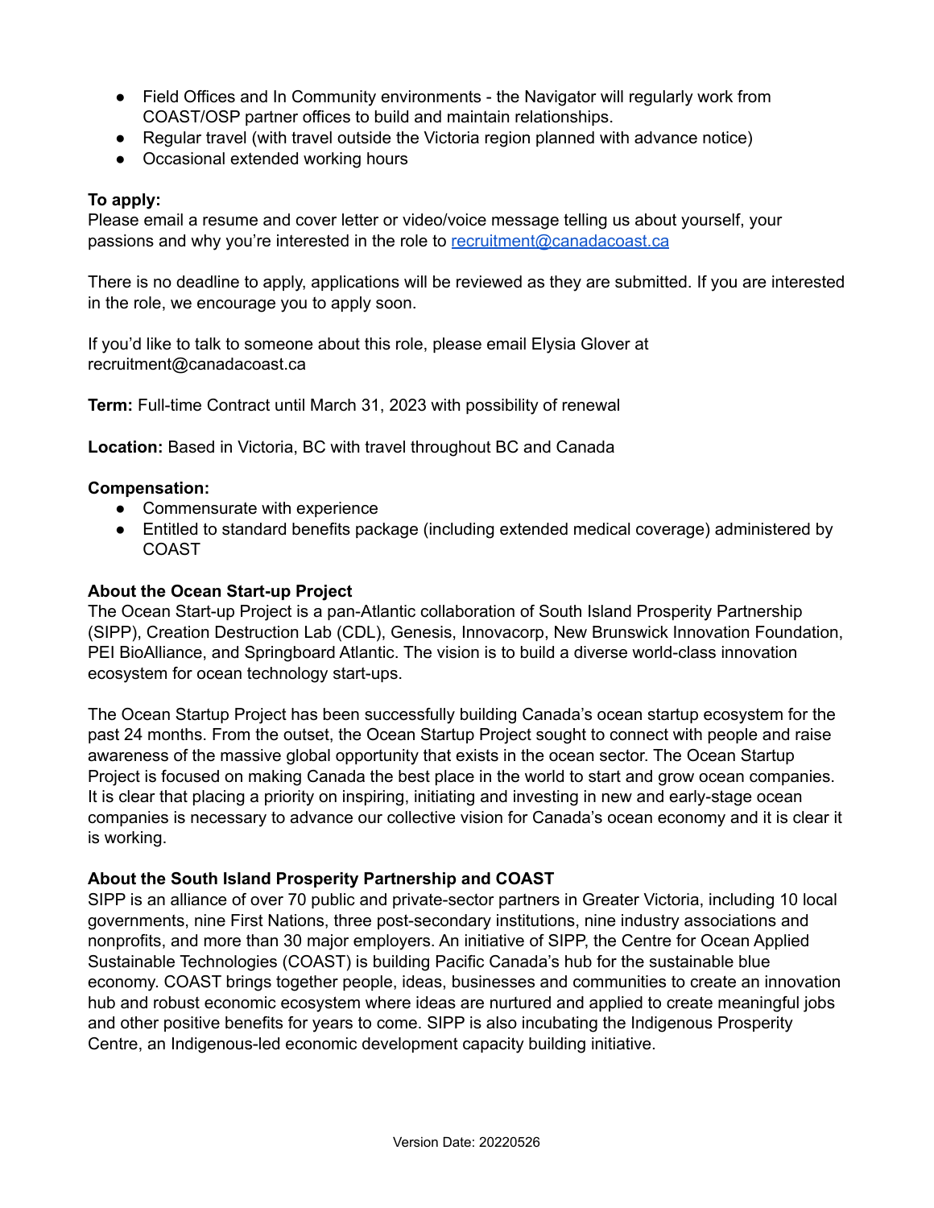- Field Offices and In Community environments - the Navigator will regularly work from COAST/OSP partner offices to build and maintain relationships.
- Regular travel (with travel outside the Victoria region planned with advance notice)
- Occasional extended working hours

**To apply:**
Please email a resume and cover letter or video/voice message telling us about yourself, your passions and why you're interested in the role to [recruitment@canadacoast.ca](mailto:recruitment@canadacoast.ca)

There is no deadline to apply, applications will be reviewed as they are submitted. If you are interested in the role, we encourage you to apply soon.

If you'd like to talk to someone about this role, please email Elysia Glover at recruitment@canadacoast.ca

**Term:** Full-time Contract until March 31, 2023 with possibility of renewal

**Location:** Based in Victoria, BC with travel throughout BC and Canada

**Compensation:**
- Commensurate with experience
- Entitled to standard benefits package (including extended medical coverage) administered by COAST

**About the Ocean Start-up Project**
The Ocean Start-up Project is a pan-Atlantic collaboration of South Island Prosperity Partnership (SIPP), Creation Destruction Lab (CDL), Genesis, Innovacorp, New Brunswick Innovation Foundation, PEI BioAlliance, and Springboard Atlantic. The vision is to build a diverse world-class innovation ecosystem for ocean technology start-ups.

The Ocean Startup Project has been successfully building Canada's ocean startup ecosystem for the past 24 months. From the outset, the Ocean Startup Project sought to connect with people and raise awareness of the massive global opportunity that exists in the ocean sector. The Ocean Startup Project is focused on making Canada the best place in the world to start and grow ocean companies. It is clear that placing a priority on inspiring, initiating and investing in new and early-stage ocean companies is necessary to advance our collective vision for Canada's ocean economy and it is clear it is working.

**About the South Island Prosperity Partnership and COAST**
SIPP is an alliance of over 70 public and private-sector partners in Greater Victoria, including 10 local governments, nine First Nations, three post-secondary institutions, nine industry associations and nonprofits, and more than 30 major employers. An initiative of SIPP, the Centre for Ocean Applied Sustainable Technologies (COAST) is building Pacific Canada's hub for the sustainable blue economy. COAST brings together people, ideas, businesses and communities to create an innovation hub and robust economic ecosystem where ideas are nurtured and applied to create meaningful jobs and other positive benefits for years to come. SIPP is also incubating the Indigenous Prosperity Centre, an Indigenous-led economic development capacity building initiative.

Version Date: 20220526